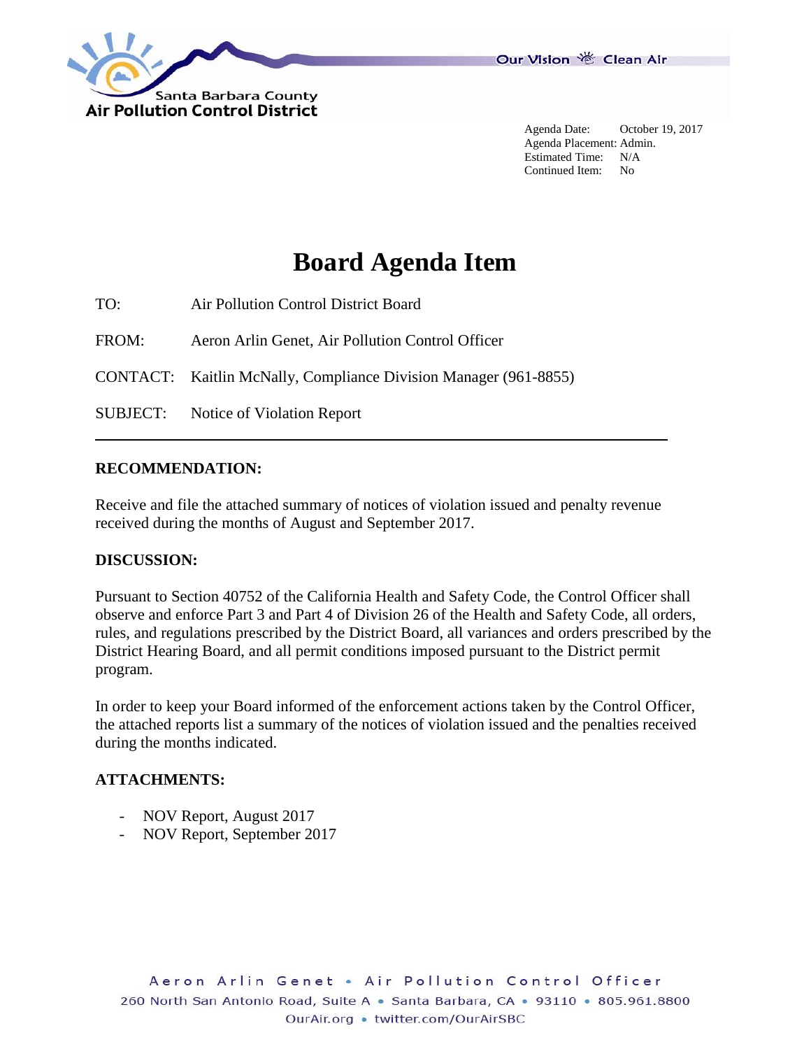Santa Barbara County
Air Pollution Control District

Our Vision Clean Air

Agenda Date: October 19, 2017
Agenda Placement: Admin.
Estimated Time: N/A
Continued Item: No

# Board Agenda Item

TO: Air Pollution Control District Board

FROM: Aeron Arlin Genet, Air Pollution Control Officer

CONTACT: Kaitlin McNally, Compliance Division Manager (961-8855)

SUBJECT: Notice of Violation Report

---

**RECOMMENDATION:**

Receive and file the attached summary of notices of violation issued and penalty revenue received during the months of August and September 2017.

**DISCUSSION:**

Pursuant to Section 40752 of the California Health and Safety Code, the Control Officer shall observe and enforce Part 3 and Part 4 of Division 26 of the Health and Safety Code, all orders, rules, and regulations prescribed by the District Board, all variances and orders prescribed by the District Hearing Board, and all permit conditions imposed pursuant to the District permit program.

In order to keep your Board informed of the enforcement actions taken by the Control Officer, the attached reports list a summary of the notices of violation issued and the penalties received during the months indicated.

**ATTACHMENTS:**

- NOV Report, August 2017
- NOV Report, September 2017

Aeron Arlin Genet • Air Pollution Control Officer
260 North San Antonio Road, Suite A • Santa Barbara, CA • 93110 • 805.961.8800
OurAir.org • twitter.com/OurAirSBC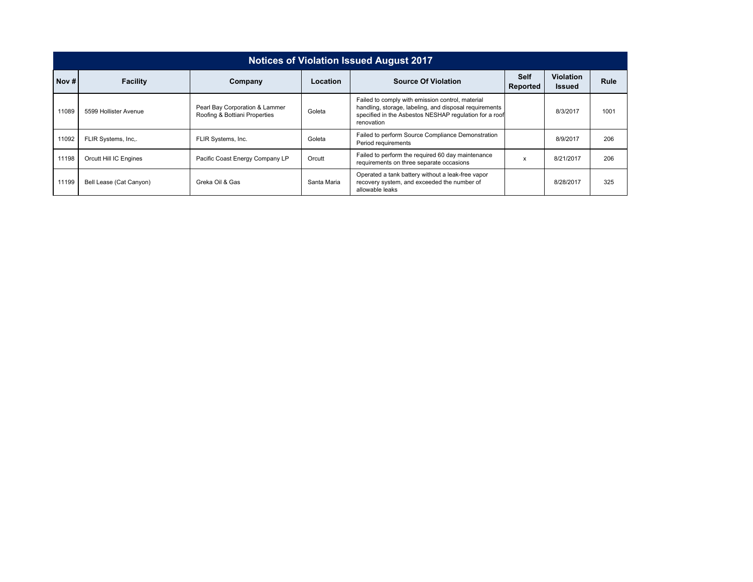## Notices of Violation Issued August 2017

| Nov # | Facility | Company | Location | Source Of Violation | Self Reported | Violation Issued | Rule |
|---|---|---|---|---|---|---|---|
| 11089 | 5599 Hollister Avenue | Pearl Bay Corporation & Lammer Roofing & Bottiani Properties | Goleta | Failed to comply with emission control, material handling, storage, labeling, and disposal requirements specified in the Asbestos NESHAP regulation for a roof renovation | | 8/3/2017 | 1001 |
| 11092 | FLIR Systems, Inc,. | FLIR Systems, Inc. | Goleta | Failed to perform Source Compliance Demonstration Period requirements | | 8/9/2017 | 206 |
| 11198 | Orcutt Hill IC Engines | Pacific Coast Energy Company LP | Orcutt | Failed to perform the required 60 day maintenance requirements on three separate occasions | x | 8/21/2017 | 206 |
| 11199 | Bell Lease (Cat Canyon) | Greka Oil & Gas | Santa Maria | Operated a tank battery without a leak-free vapor recovery system, and exceeded the number of allowable leaks | | 8/28/2017 | 325 |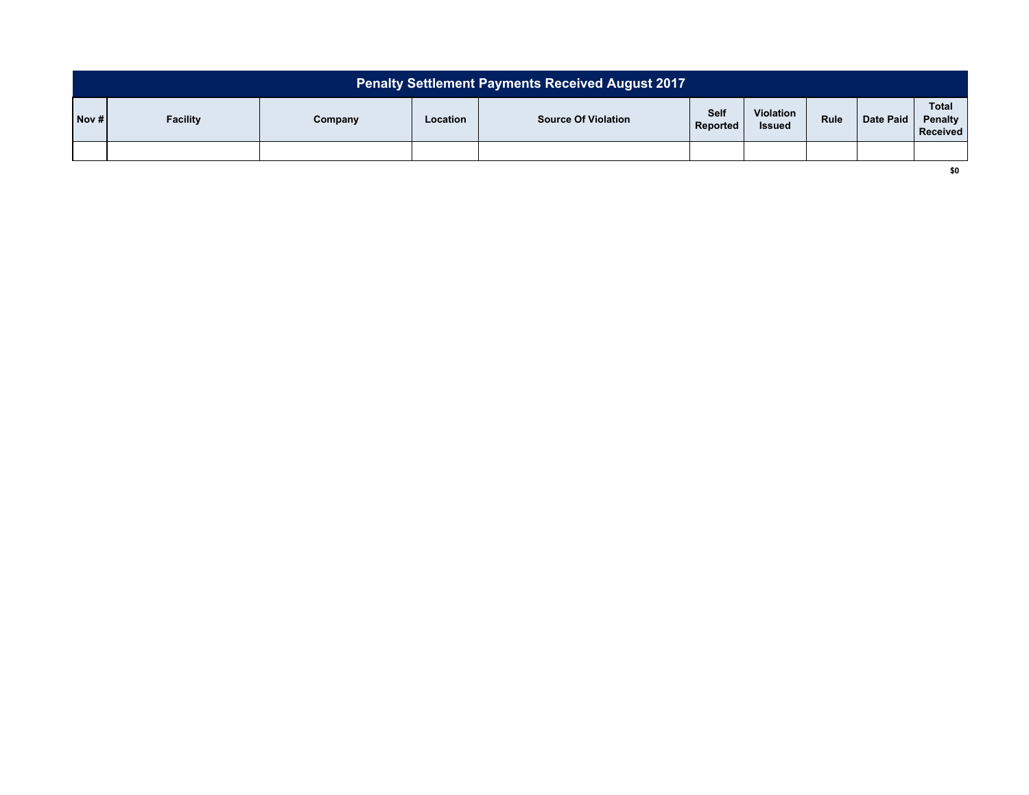| Penalty Settlement Payments Received August 2017 | | | | | | | | | |
|---|---|---|---|---|---|---|---|---|---|
| Nov # | Facility | Company | Location | Source Of Violation | Self Reported | Violation Issued | Rule | Date Paid | Total Penalty Received |
| | | | | | | | | | |
| | | | | | | | | | $0 |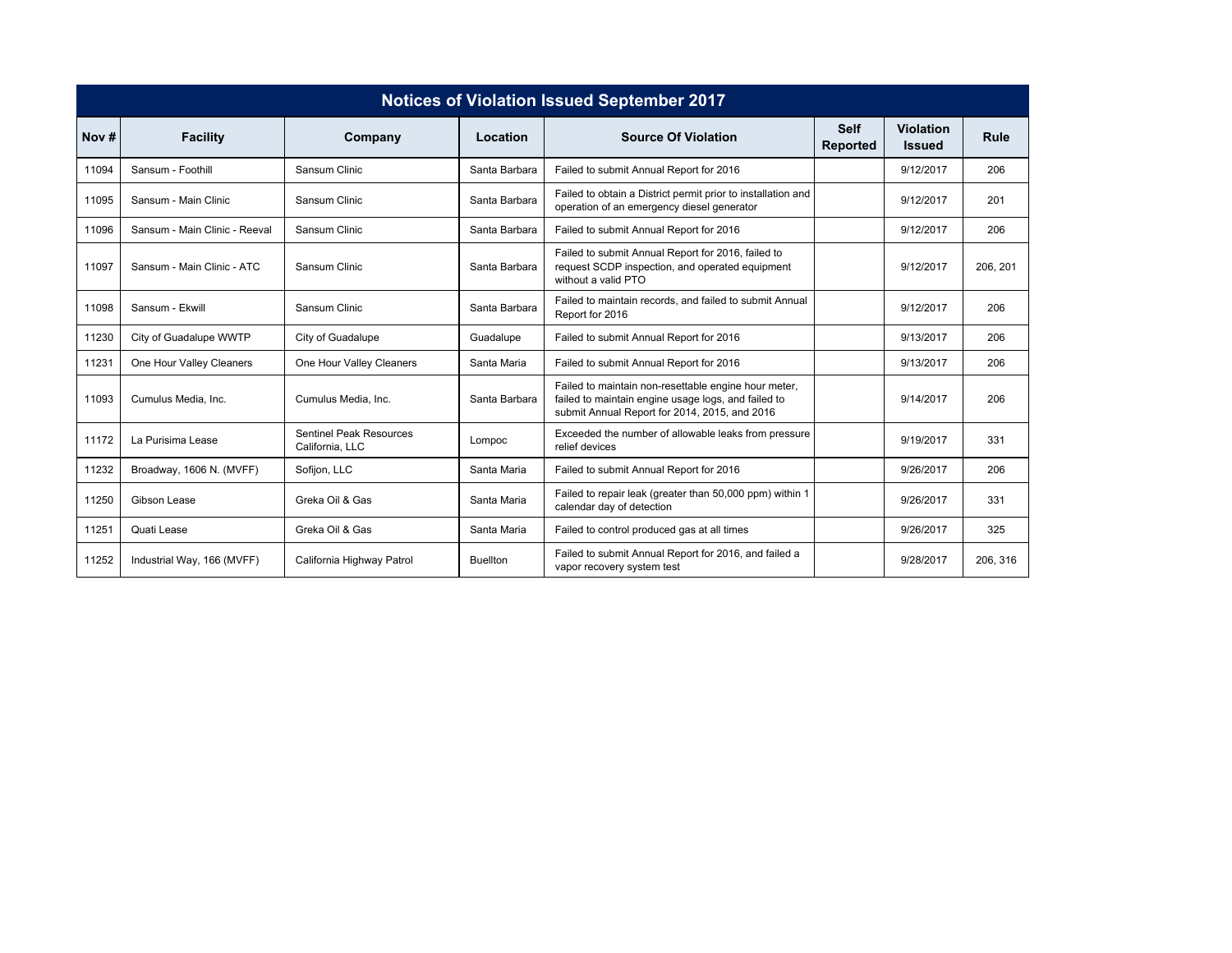| Notices of Violation Issued September 2017 | | | | | | | |
|---|---|---|---|---|---|---|---|
| **Nov #** | **Facility** | **Company** | **Location** | **Source Of Violation** | **Self Reported** | **Violation Issued** | **Rule** |
| 11094 | Sansum - Foothill | Sansum Clinic | Santa Barbara | Failed to submit Annual Report for 2016 | | 9/12/2017 | 206 |
| 11095 | Sansum - Main Clinic | Sansum Clinic | Santa Barbara | Failed to obtain a District permit prior to installation and operation of an emergency diesel generator | | 9/12/2017 | 201 |
| 11096 | Sansum - Main Clinic - Reeval | Sansum Clinic | Santa Barbara | Failed to submit Annual Report for 2016 | | 9/12/2017 | 206 |
| 11097 | Sansum - Main Clinic - ATC | Sansum Clinic | Santa Barbara | Failed to submit Annual Report for 2016, failed to request SCDP inspection, and operated equipment without a valid PTO | | 9/12/2017 | 206, 201 |
| 11098 | Sansum - Ekwill | Sansum Clinic | Santa Barbara | Failed to maintain records, and failed to submit Annual Report for 2016 | | 9/12/2017 | 206 |
| 11230 | City of Guadalupe WWTP | City of Guadalupe | Guadalupe | Failed to submit Annual Report for 2016 | | 9/13/2017 | 206 |
| 11231 | One Hour Valley Cleaners | One Hour Valley Cleaners | Santa Maria | Failed to submit Annual Report for 2016 | | 9/13/2017 | 206 |
| 11093 | Cumulus Media, Inc. | Cumulus Media, Inc. | Santa Barbara | Failed to maintain non-resettable engine hour meter, failed to maintain engine usage logs, and failed to submit Annual Report for 2014, 2015, and 2016 | | 9/14/2017 | 206 |
| 11172 | La Purisima Lease | Sentinel Peak Resources California, LLC | Lompoc | Exceeded the number of allowable leaks from pressure relief devices | | 9/19/2017 | 331 |
| 11232 | Broadway, 1606 N. (MVFF) | Sofijon, LLC | Santa Maria | Failed to submit Annual Report for 2016 | | 9/26/2017 | 206 |
| 11250 | Gibson Lease | Greka Oil & Gas | Santa Maria | Failed to repair leak (greater than 50,000 ppm) within 1 calendar day of detection | | 9/26/2017 | 331 |
| 11251 | Quati Lease | Greka Oil & Gas | Santa Maria | Failed to control produced gas at all times | | 9/26/2017 | 325 |
| 11252 | Industrial Way, 166 (MVFF) | California Highway Patrol | Buellton | Failed to submit Annual Report for 2016, and failed a vapor recovery system test | | 9/28/2017 | 206, 316 |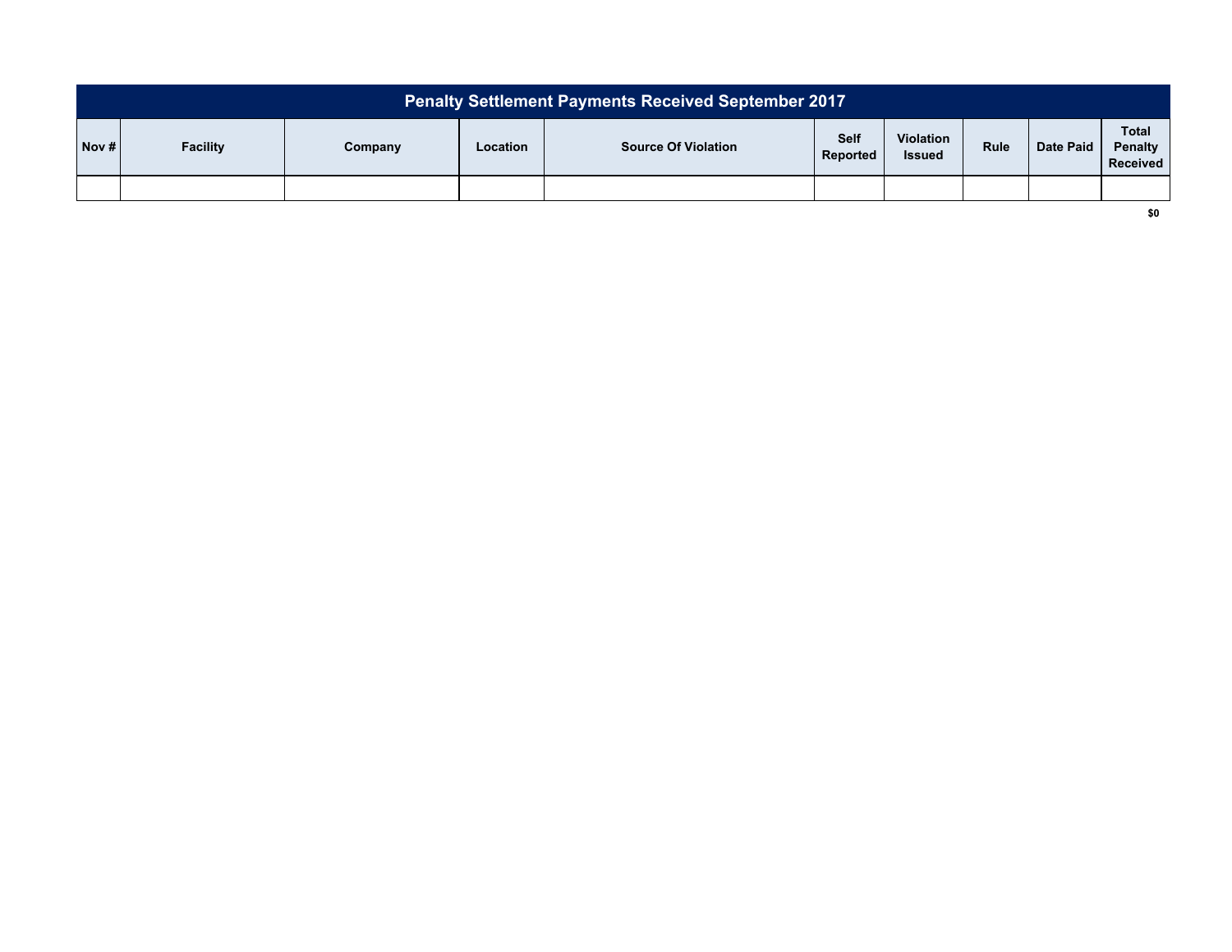| Penalty Settlement Payments Received September 2017 | | | | | | | | | |
|---|---|---|---|---|---|---|---|---|---|
| Nov # | Facility | Company | Location | Source Of Violation | Self Reported | Violation Issued | Rule | Date Paid | Total Penalty Received |
| | | | | | | | | | |
| | | | | | | | | | $0 |